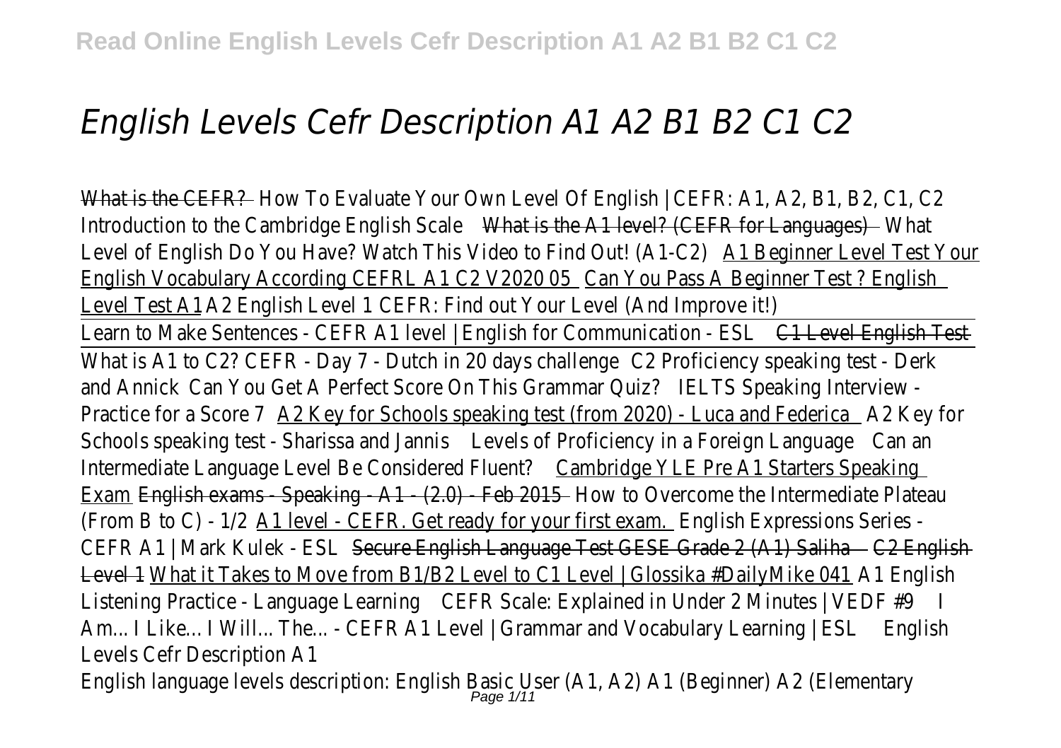# English Levels Cefr Description A1 A2 B1 B2 C1 C2

What is the CEFR? How To Evaluate Your Own Level Of English | CEFR: A1, A2, B1, B2, C1, C2 Introduction to the Cambridge English Scale What is the A1 level? (CEFR for Languages) What Level of English Do You Have? Watch This Video to Find Out! (A1-C2) A1 Beginner Level Test Your English Vocabulary According CEFRL A1 C2 V2020 05 Can You Pass A Beginner Test ? English Level Test A1 A2 English Level 1 CEFR: Find out Your Level (And Improve it!)

Learn to Make Sentences - CEFR A1 level | English for Communication - ESL C1 Level English Test

What is A1 to C2? CEFR - Day 7 - Dutch in 20 days challenge C2 Proficiency speaking test - Derk and Annick Can You Get A Perfect Score On This Grammar Quiz? IELTS Speaking Interview - Practice for a Score 7 A2 Key for Schools speaking test (from 2020) - Luca and Federica A2 Key for Schools speaking test - Sharissa and Jannis Levels of Proficiency in a Foreign Language Can an Intermediate Language Level Be Considered Fluent? Cambridge YLE Pre A1 Starters Speaking Exam English exams - Speaking - A1 - (2.0) - Feb 2015 How to Overcome the Intermediate Plateau (From B to C) - 1/2 A1 level - CEFR. Get ready for your first exam. English Expressions Series - CEFR A1 | Mark Kulek - ESL Secure English Language Test GESE Grade 2 (A1) Saliha C2 English Level 1 What it Takes to Move from B1/B2 Level to C1 Level | Glossika #DailyMike 041 A1 English Listening Practice - Language Learning CEFR Scale: Explained in Under 2 Minutes | VEDF #9 I Am... I Like... I Will... The... - CEFR A1 Level | Grammar and Vocabulary Learning | ESL English Levels Cefr Description A1

English language levels description: English Basic User (A1, A2) A1 (Beginner) A2 (Elementary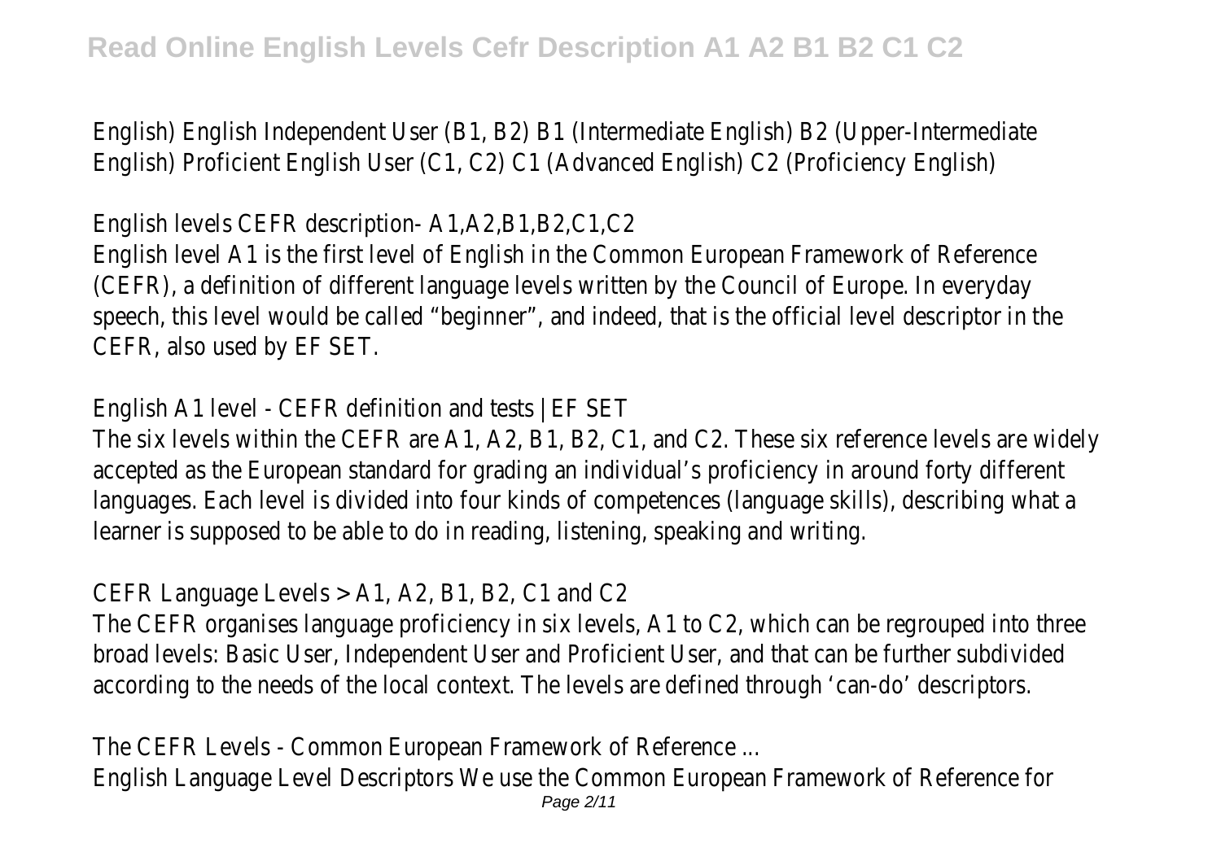English) English Independent User (B1, B2) B1 (Intermediate English) B2 (Upper-Intermediate English) Proficient English User (C1, C2) C1 (Advanced English) C2 (Proficiency English)

English levels CEFR description- A1,A2,B1,B2,C1,C2

English level A1 is the first level of English in the Common European Framework of Reference (CEFR), a definition of different language levels written by the Council of Europe. In everyday speech, this level would be called "beginner", and indeed, that is the official level descriptor in the CEFR, also used by EF SET.

English A1 level - CEFR definition and tests | EF SET

The six levels within the CEFR are A1, A2, B1, B2, C1, and C2. These six reference levels are widely accepted as the European standard for grading an individual's proficiency in around forty different languages. Each level is divided into four kinds of competences (language skills), describing what a learner is supposed to be able to do in reading, listening, speaking and writing.

CEFR Language Levels > A1, A2, B1, B2, C1 and C2

The CEFR organises language proficiency in six levels, A1 to C2, which can be regrouped into three broad levels: Basic User, Independent User and Proficient User, and that can be further subdivided according to the needs of the local context. The levels are defined through 'can-do' descriptors.

The CEFR Levels - Common European Framework of Reference ...

English Language Level Descriptors We use the Common European Framework of Reference for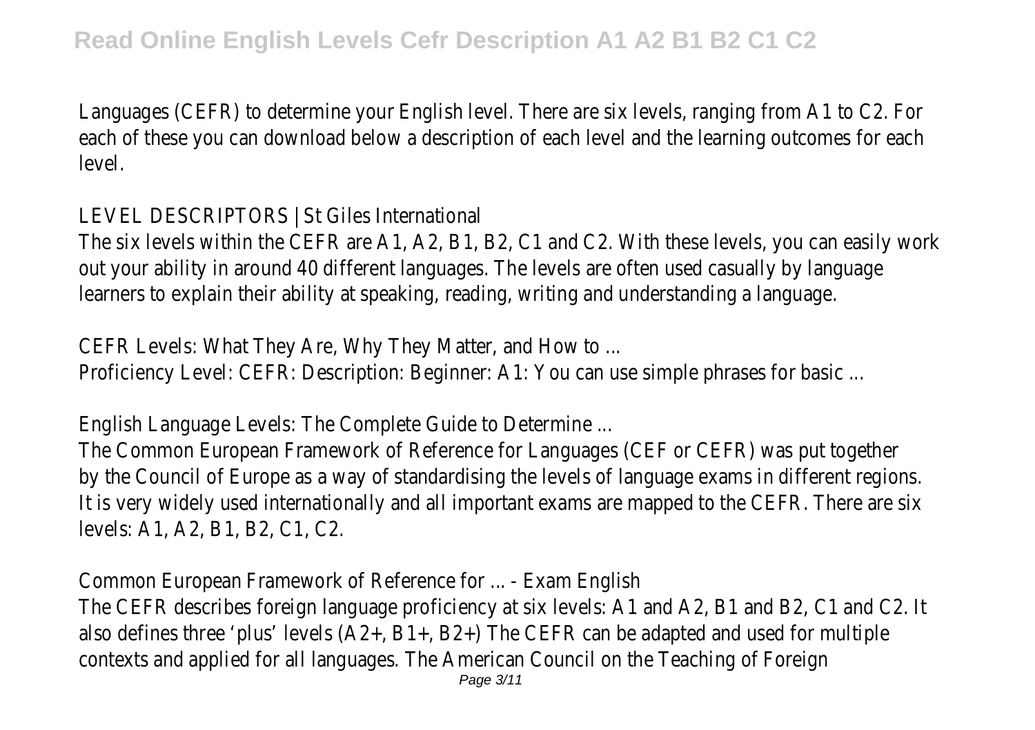Languages (CEFR) to determine your English level. There are six levels, ranging from A1 to C2. For each of these you can download below a description of each level and the learning outcomes for each level.

LEVEL DESCRIPTORS | St Giles International

The six levels within the CEFR are A1, A2, B1, B2, C1 and C2. With these levels, you can easily work out your ability in around 40 different languages. The levels are often used casually by language learners to explain their ability at speaking, reading, writing and understanding a language.

CEFR Levels: What They Are, Why They Matter, and How to ...

Proficiency Level: CEFR: Description: Beginner: A1: You can use simple phrases for basic ...

English Language Levels: The Complete Guide to Determine ...

The Common European Framework of Reference for Languages (CEF or CEFR) was put together by the Council of Europe as a way of standardising the levels of language exams in different regions. It is very widely used internationally and all important exams are mapped to the CEFR. There are six levels: A1, A2, B1, B2, C1, C2.

Common European Framework of Reference for ... - Exam English

The CEFR describes foreign language proficiency at six levels: A1 and A2, B1 and B2, C1 and C2. It also defines three 'plus' levels (A2+, B1+, B2+) The CEFR can be adapted and used for multiple contexts and applied for all languages. The American Council on the Teaching of Foreign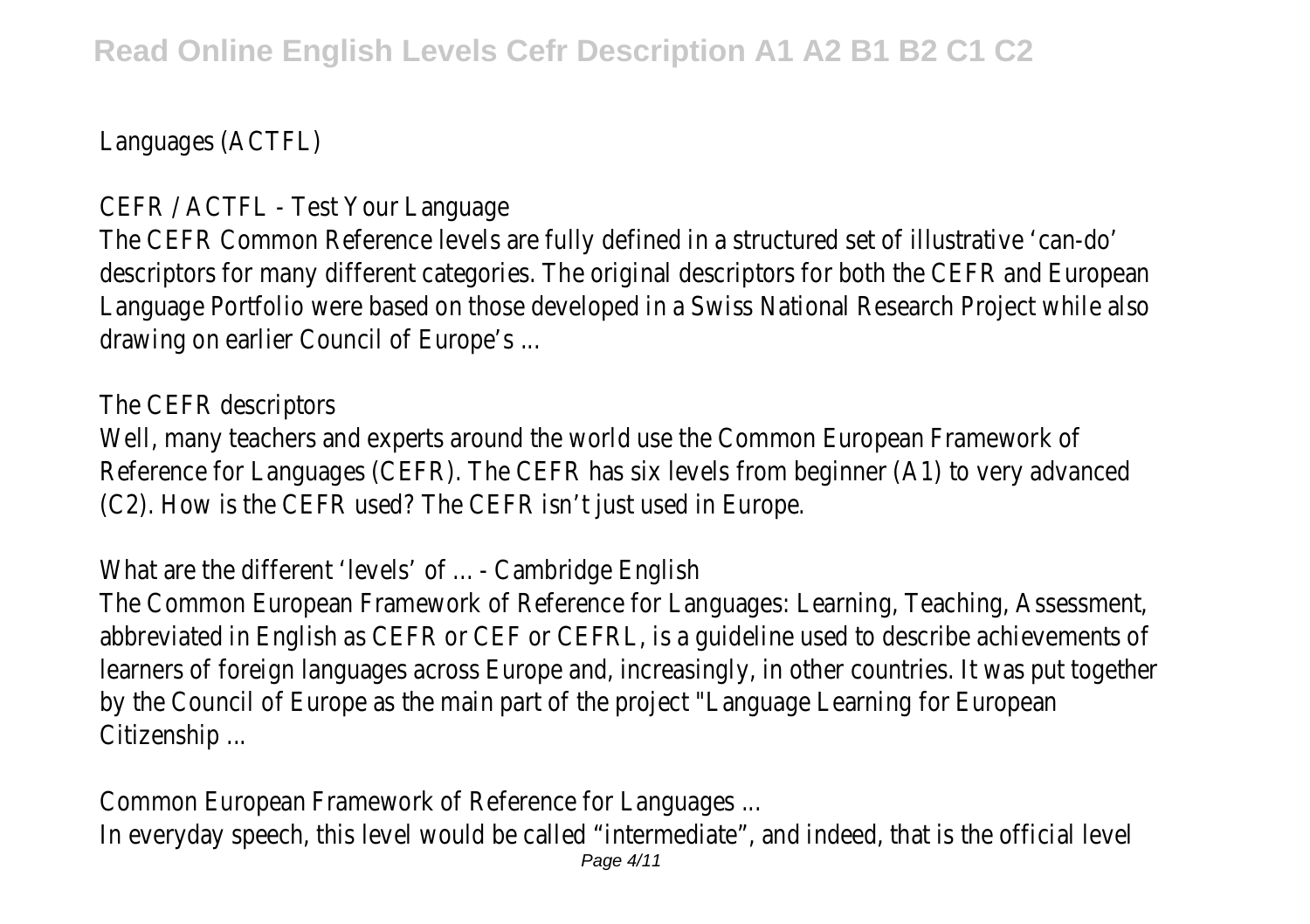Languages (ACTFL)

CEFR / ACTFL - Test Your Language

The CEFR Common Reference levels are fully defined in a structured set of illustrative 'can-do' descriptors for many different categories. The original descriptors for both the CEFR and European Language Portfolio were based on those developed in a Swiss National Research Project while also drawing on earlier Council of Europe's ...

The CEFR descriptors

Well, many teachers and experts around the world use the Common European Framework of Reference for Languages (CEFR). The CEFR has six levels from beginner (A1) to very advanced (C2). How is the CEFR used? The CEFR isn't just used in Europe.

What are the different 'levels' of ... - Cambridge English

The Common European Framework of Reference for Languages: Learning, Teaching, Assessment, abbreviated in English as CEFR or CEF or CEFRL, is a guideline used to describe achievements of learners of foreign languages across Europe and, increasingly, in other countries. It was put together by the Council of Europe as the main part of the project "Language Learning for European Citizenship ...

Common European Framework of Reference for Languages ...

In everyday speech, this level would be called "intermediate", and indeed, that is the official level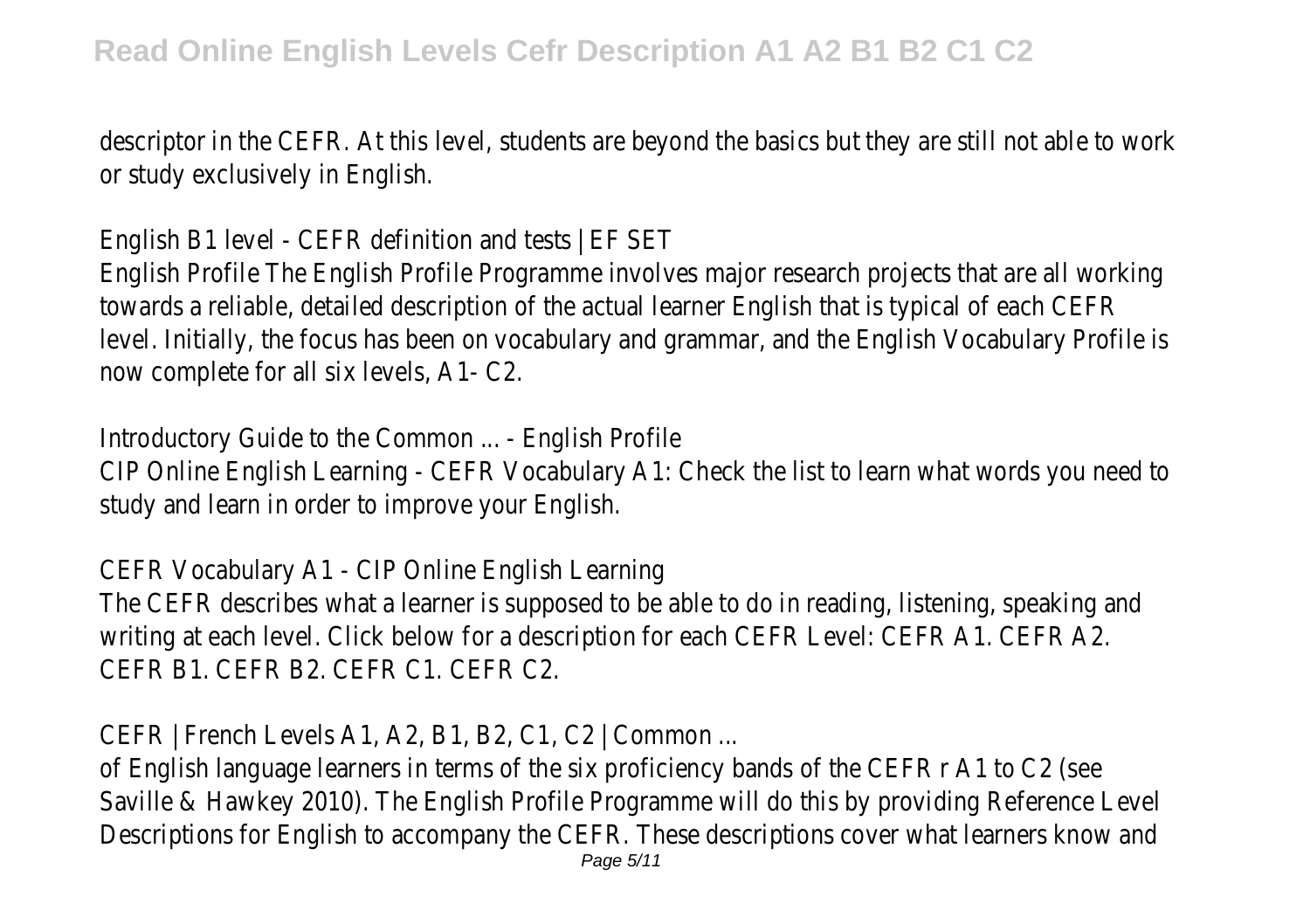descriptor in the CEFR. At this level, students are beyond the basics but they are still not able to work or study exclusively in English.

English B1 level - CEFR definition and tests | EF SET

English Profile The English Profile Programme involves major research projects that are all working towards a reliable, detailed description of the actual learner English that is typical of each CEFR level. Initially, the focus has been on vocabulary and grammar, and the English Vocabulary Profile is now complete for all six levels, A1- C2.

Introductory Guide to the Common ... - English Profile

CIP Online English Learning - CEFR Vocabulary A1: Check the list to learn what words you need to study and learn in order to improve your English.

CEFR Vocabulary A1 - CIP Online English Learning

The CEFR describes what a learner is supposed to be able to do in reading, listening, speaking and writing at each level. Click below for a description for each CEFR Level: CEFR A1. CEFR A2. CEFR B1. CEFR B2. CEFR C1. CEFR C2.

CEFR | French Levels A1, A2, B1, B2, C1, C2 | Common ...

of English language learners in terms of the six proficiency bands of the CEFR r A1 to C2 (see Saville & Hawkey 2010). The English Profile Programme will do this by providing Reference Level Descriptions for English to accompany the CEFR. These descriptions cover what learners know and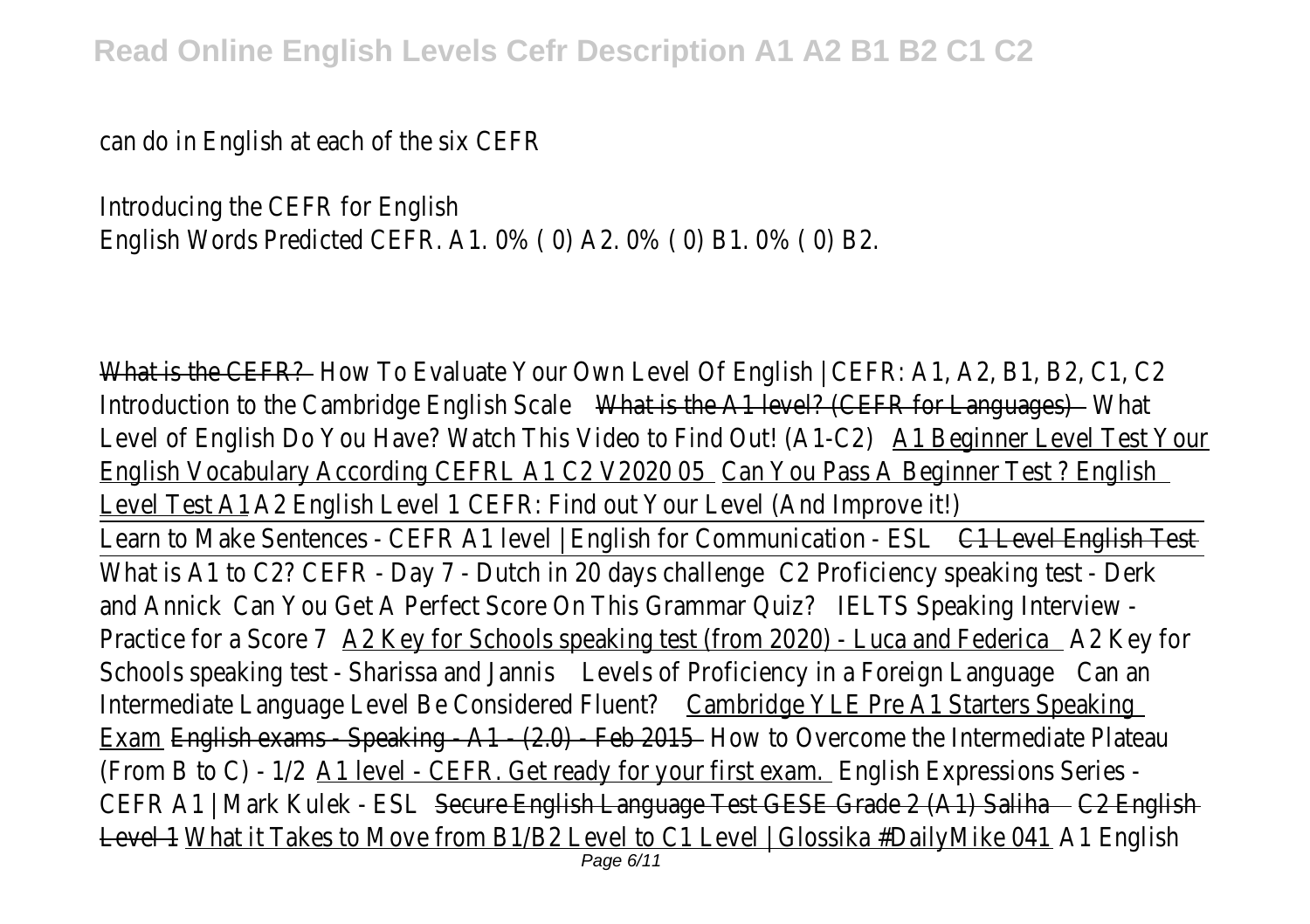can do in English at each of the six CEFR

Introducing the CEFR for English
English Words Predicted CEFR. A1. 0% ( 0) A2. 0% ( 0) B1. 0% ( 0) B2.

What is the CEFR? How To Evaluate Your Own Level Of English | CEFR: A1, A2, B1, B2, C1, C2 Introduction to the Cambridge English Scale What is the A1 level? (CEFR for Languages) What Level of English Do You Have? Watch This Video to Find Out! (A1-C2) A1 Beginner Level Test Your English Vocabulary According CEFRL A1 C2 V2020 05 Can You Pass A Beginner Test ? English Level Test A1 A2 English Level 1 CEFR: Find out Your Level (And Improve it!)

Learn to Make Sentences - CEFR A1 level | English for Communication - ESL C1 Level English Test

What is A1 to C2? CEFR - Day 7 - Dutch in 20 days challenge C2 Proficiency speaking test - Derk and Annick Can You Get A Perfect Score On This Grammar Quiz? IELTS Speaking Interview - Practice for a Score 7 A2 Key for Schools speaking test (from 2020) - Luca and Federica A2 Key for Schools speaking test - Sharissa and Jannis Levels of Proficiency in a Foreign Language Can an Intermediate Language Level Be Considered Fluent? Cambridge YLE Pre A1 Starters Speaking Exam English exams - Speaking - A1 - (2.0) - Feb 2015 How to Overcome the Intermediate Plateau (From B to C) - 1/2 A1 level - CEFR. Get ready for your first exam. English Expressions Series - CEFR A1 | Mark Kulek - ESL Secure English Language Test GESE Grade 2 (A1) Saliha C2 English Level 1 What it Takes to Move from B1/B2 Level to C1 Level | Glossika #DailyMike 041 A1 English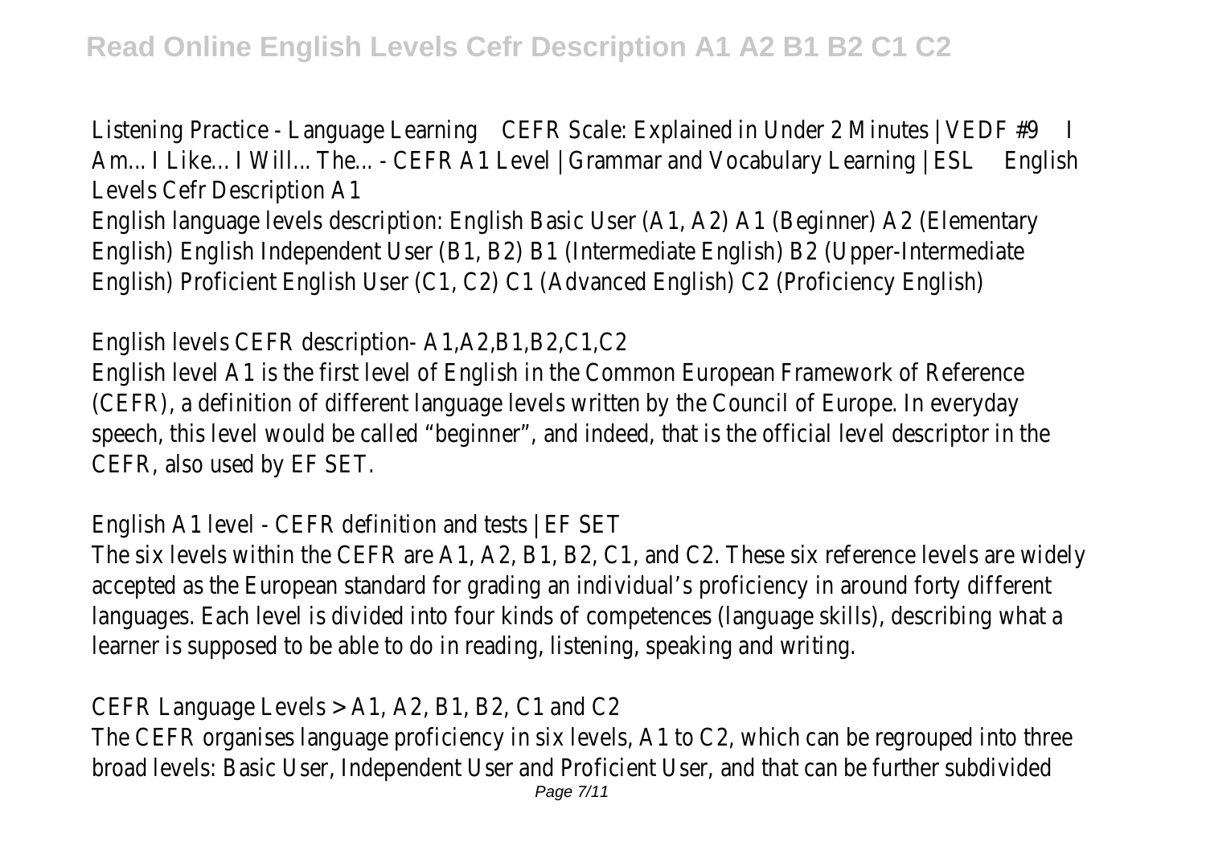Listening Practice - Language Learning CEFR Scale: Explained in Under 2 Minutes | VEDF #9 I Am... I Like... I Will... The... - CEFR A1 Level | Grammar and Vocabulary Learning | ESL English Levels Cefr Description A1

English language levels description: English Basic User (A1, A2) A1 (Beginner) A2 (Elementary English) English Independent User (B1, B2) B1 (Intermediate English) B2 (Upper-Intermediate English) Proficient English User (C1, C2) C1 (Advanced English) C2 (Proficiency English)

English levels CEFR description- A1,A2,B1,B2,C1,C2

English level A1 is the first level of English in the Common European Framework of Reference (CEFR), a definition of different language levels written by the Council of Europe. In everyday speech, this level would be called "beginner", and indeed, that is the official level descriptor in the CEFR, also used by EF SET.

English A1 level - CEFR definition and tests | EF SET

The six levels within the CEFR are A1, A2, B1, B2, C1, and C2. These six reference levels are widely accepted as the European standard for grading an individual's proficiency in around forty different languages. Each level is divided into four kinds of competences (language skills), describing what a learner is supposed to be able to do in reading, listening, speaking and writing.

CEFR Language Levels > A1, A2, B1, B2, C1 and C2

The CEFR organises language proficiency in six levels, A1 to C2, which can be regrouped into three broad levels: Basic User, Independent User and Proficient User, and that can be further subdivided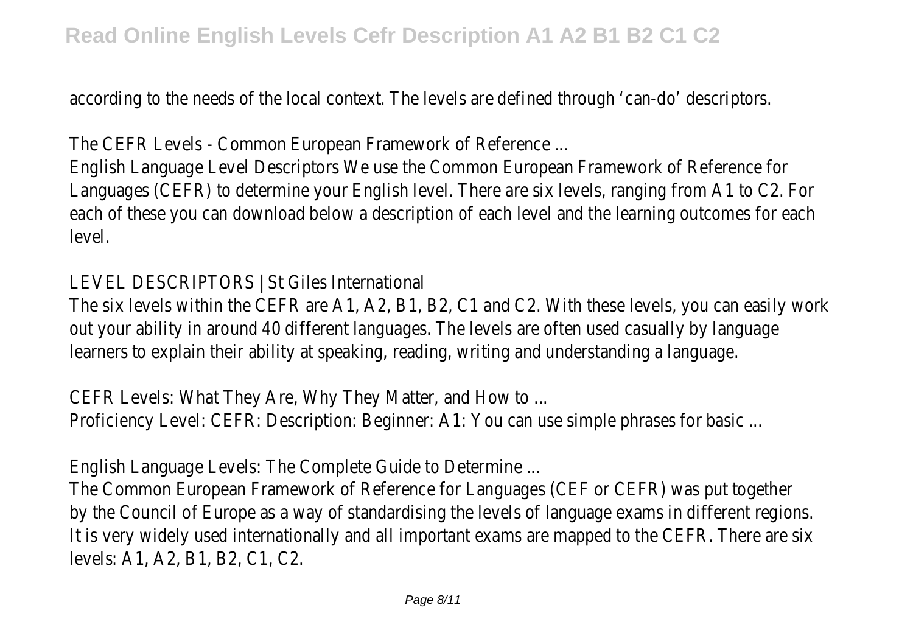according to the needs of the local context. The levels are defined through 'can-do' descriptors.

The CEFR Levels - Common European Framework of Reference ...

English Language Level Descriptors We use the Common European Framework of Reference for Languages (CEFR) to determine your English level. There are six levels, ranging from A1 to C2. For each of these you can download below a description of each level and the learning outcomes for each level.

LEVEL DESCRIPTORS | St Giles International

The six levels within the CEFR are A1, A2, B1, B2, C1 and C2. With these levels, you can easily work out your ability in around 40 different languages. The levels are often used casually by language learners to explain their ability at speaking, reading, writing and understanding a language.

CEFR Levels: What They Are, Why They Matter, and How to ...

Proficiency Level: CEFR: Description: Beginner: A1: You can use simple phrases for basic ...

English Language Levels: The Complete Guide to Determine ...

The Common European Framework of Reference for Languages (CEF or CEFR) was put together by the Council of Europe as a way of standardising the levels of language exams in different regions. It is very widely used internationally and all important exams are mapped to the CEFR. There are six levels: A1, A2, B1, B2, C1, C2.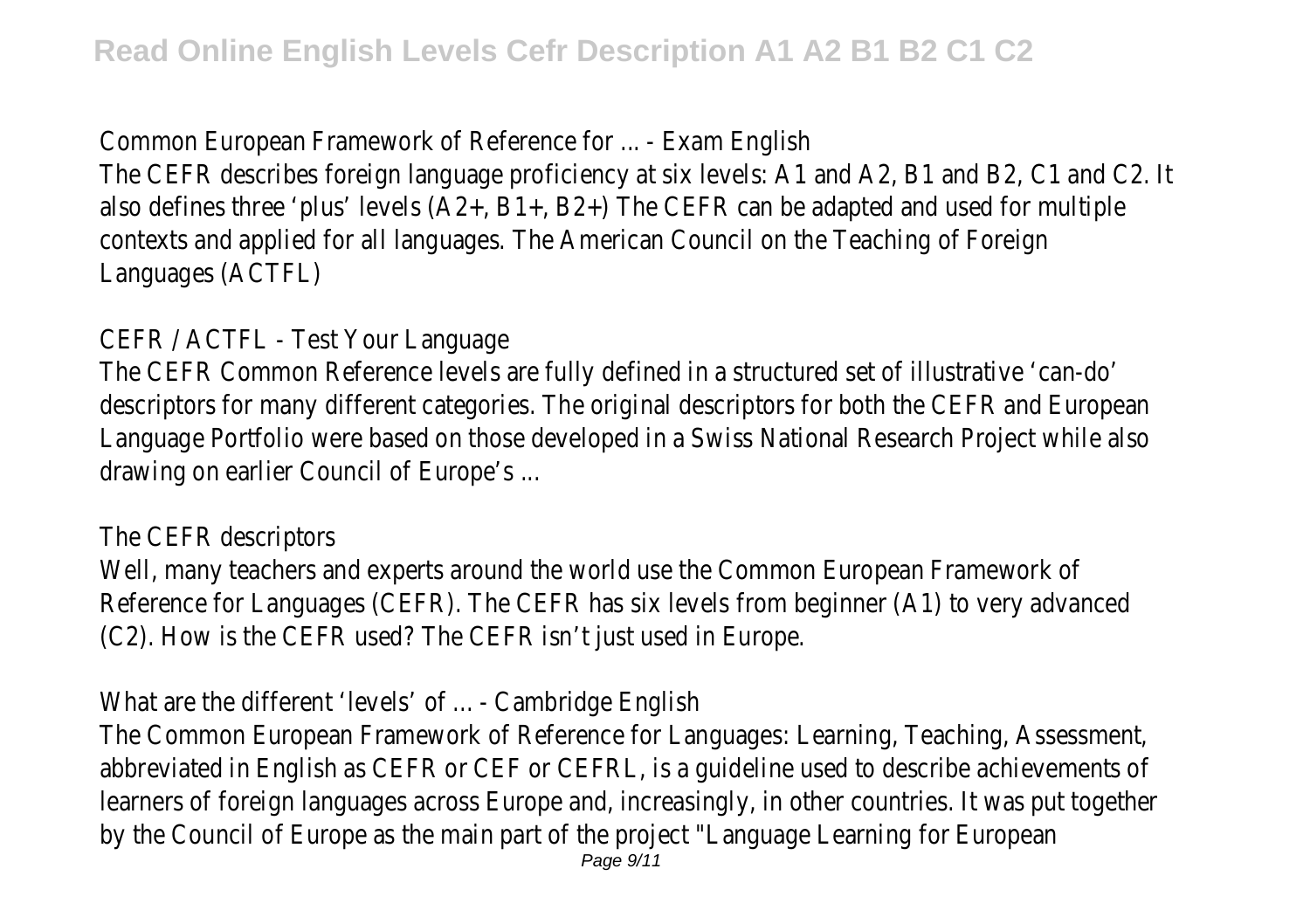Common European Framework of Reference for ... - Exam English

The CEFR describes foreign language proficiency at six levels: A1 and A2, B1 and B2, C1 and C2. It also defines three 'plus' levels (A2+, B1+, B2+) The CEFR can be adapted and used for multiple contexts and applied for all languages. The American Council on the Teaching of Foreign Languages (ACTFL)

CEFR / ACTFL - Test Your Language

The CEFR Common Reference levels are fully defined in a structured set of illustrative 'can-do' descriptors for many different categories. The original descriptors for both the CEFR and European Language Portfolio were based on those developed in a Swiss National Research Project while also drawing on earlier Council of Europe's ...

The CEFR descriptors

Well, many teachers and experts around the world use the Common European Framework of Reference for Languages (CEFR). The CEFR has six levels from beginner (A1) to very advanced (C2). How is the CEFR used? The CEFR isn't just used in Europe.

What are the different 'levels' of ... - Cambridge English

The Common European Framework of Reference for Languages: Learning, Teaching, Assessment, abbreviated in English as CEFR or CEF or CEFRL, is a guideline used to describe achievements of learners of foreign languages across Europe and, increasingly, in other countries. It was put together by the Council of Europe as the main part of the project "Language Learning for European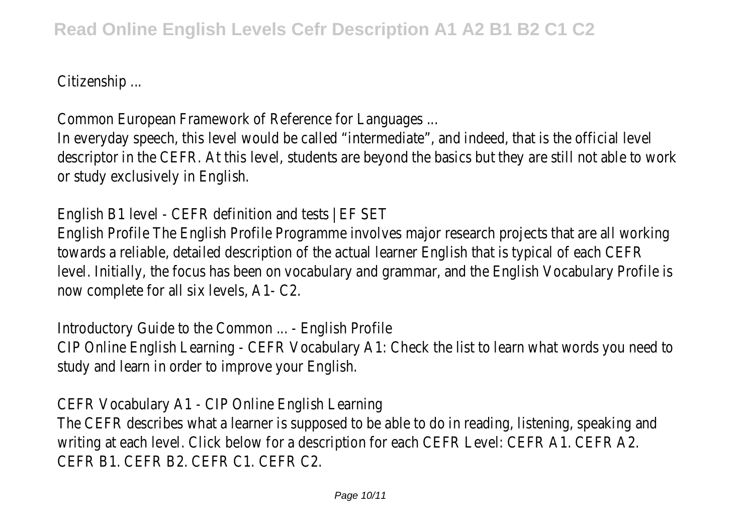Citizenship ...

Common European Framework of Reference for Languages ...
In everyday speech, this level would be called “intermediate”, and indeed, that is the official level descriptor in the CEFR. At this level, students are beyond the basics but they are still not able to work or study exclusively in English.

English B1 level - CEFR definition and tests | EF SET
English Profile The English Profile Programme involves major research projects that are all working towards a reliable, detailed description of the actual learner English that is typical of each CEFR level. Initially, the focus has been on vocabulary and grammar, and the English Vocabulary Profile is now complete for all six levels, A1- C2.

Introductory Guide to the Common ... - English Profile
CIP Online English Learning - CEFR Vocabulary A1: Check the list to learn what words you need to study and learn in order to improve your English.

CEFR Vocabulary A1 - CIP Online English Learning
The CEFR describes what a learner is supposed to be able to do in reading, listening, speaking and writing at each level. Click below for a description for each CEFR Level: CEFR A1. CEFR A2. CEFR B1. CEFR B2. CEFR C1. CEFR C2.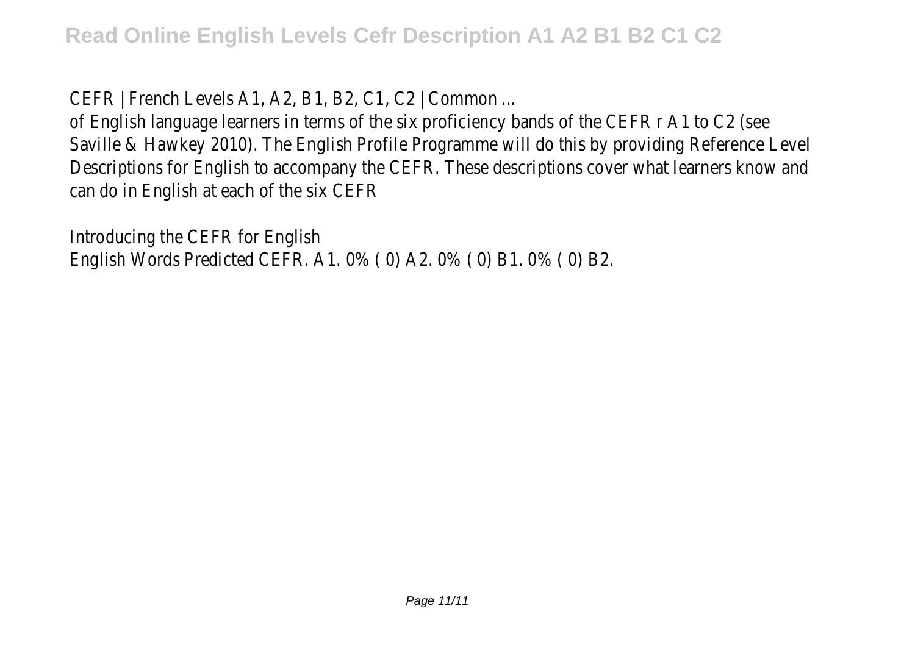CEFR | French Levels A1, A2, B1, B2, C1, C2 | Common ...

of English language learners in terms of the six proficiency bands of the CEFR r A1 to C2 (see Saville & Hawkey 2010). The English Profile Programme will do this by providing Reference Level Descriptions for English to accompany the CEFR. These descriptions cover what learners know and can do in English at each of the six CEFR

Introducing the CEFR for English

English Words Predicted CEFR. A1. 0% ( 0) A2. 0% ( 0) B1. 0% ( 0) B2.